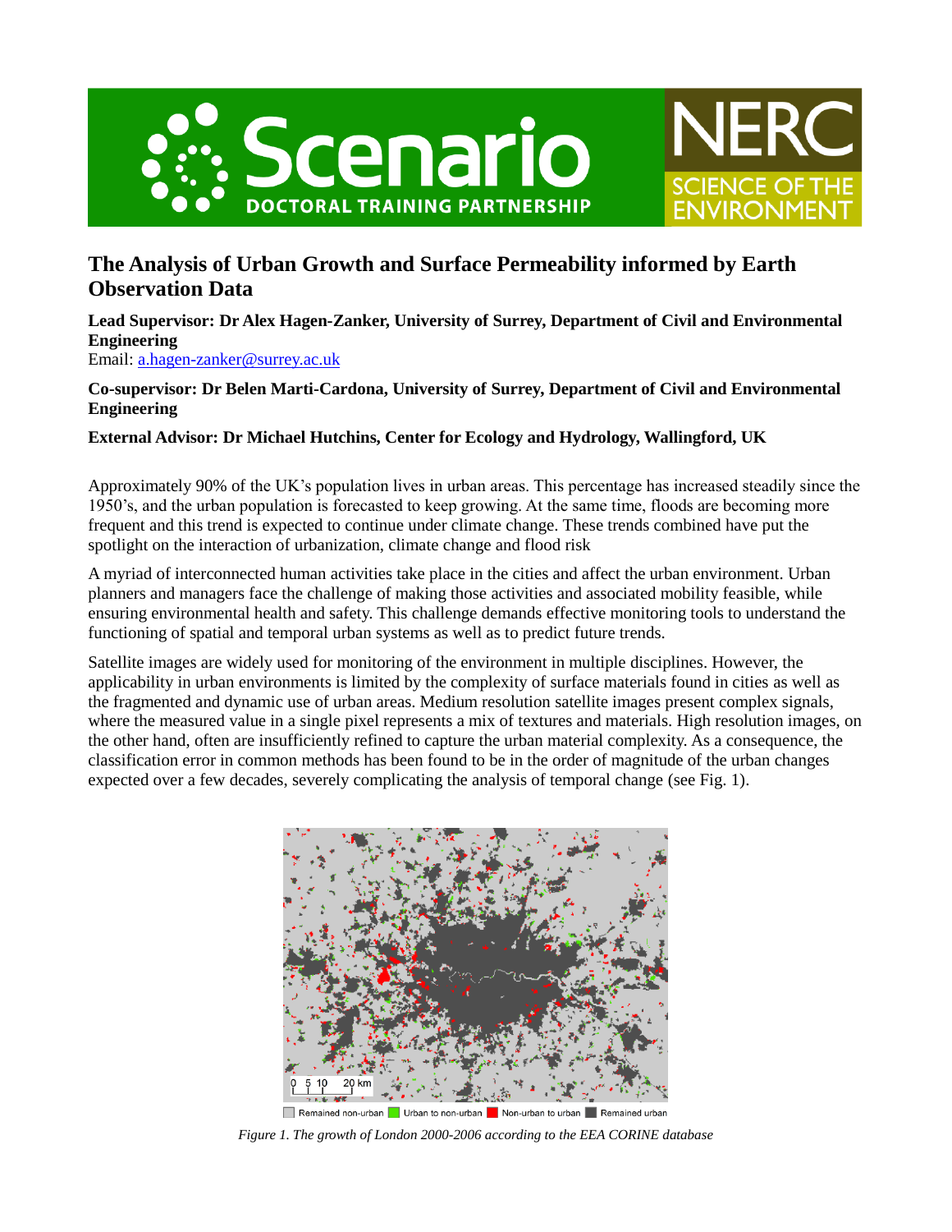# The Analysis of Urban Growth and Surface Permeability informed by Earth Observation Data

**Lead Supervisor: Dr Alex Hagen-Zanker, University of Surrey, Department of Civil and Environmental Engineering**
Email: a.hagen-zanker@surrey.ac.uk

**Co-supervisor: Dr Belen Marti-Cardona, University of Surrey, Department of Civil and Environmental Engineering**

**External Advisor: Dr Michael Hutchins, Center for Ecology and Hydrology, Wallingford, UK**

Approximately 90% of the UK's population lives in urban areas. This percentage has increased steadily since the 1950's, and the urban population is forecasted to keep growing. At the same time, floods are becoming more frequent and this trend is expected to continue under climate change. These trends combined have put the spotlight on the interaction of urbanization, climate change and flood risk

A myriad of interconnected human activities take place in the cities and affect the urban environment. Urban planners and managers face the challenge of making those activities and associated mobility feasible, while ensuring environmental health and safety. This challenge demands effective monitoring tools to understand the functioning of spatial and temporal urban systems as well as to predict future trends.

Satellite images are widely used for monitoring of the environment in multiple disciplines. However, the applicability in urban environments is limited by the complexity of surface materials found in cities as well as the fragmented and dynamic use of urban areas. Medium resolution satellite images present complex signals, where the measured value in a single pixel represents a mix of textures and materials. High resolution images, on the other hand, often are insufficiently refined to capture the urban material complexity. As a consequence, the classification error in common methods has been found to be in the order of magnitude of the urban changes expected over a few decades, severely complicating the analysis of temporal change (see Fig. 1).

Remained non-urban | Urban to non-urban | Non-urban to urban | Remained urban

*Figure 1. The growth of London 2000-2006 according to the EEA CORINE database*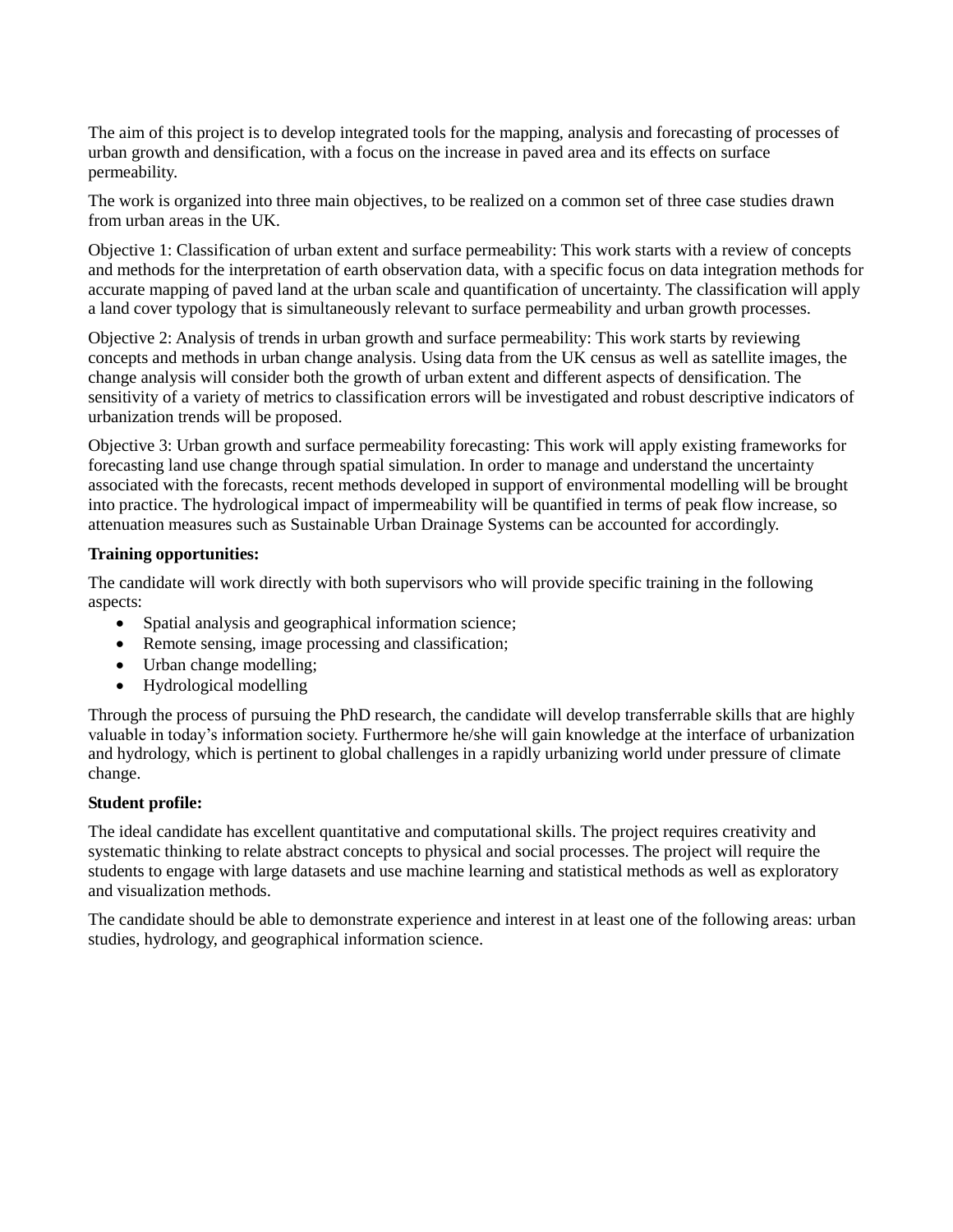The aim of this project is to develop integrated tools for the mapping, analysis and forecasting of processes of urban growth and densification, with a focus on the increase in paved area and its effects on surface permeability.

The work is organized into three main objectives, to be realized on a common set of three case studies drawn from urban areas in the UK.

Objective 1: Classification of urban extent and surface permeability: This work starts with a review of concepts and methods for the interpretation of earth observation data, with a specific focus on data integration methods for accurate mapping of paved land at the urban scale and quantification of uncertainty. The classification will apply a land cover typology that is simultaneously relevant to surface permeability and urban growth processes.

Objective 2: Analysis of trends in urban growth and surface permeability: This work starts by reviewing concepts and methods in urban change analysis. Using data from the UK census as well as satellite images, the change analysis will consider both the growth of urban extent and different aspects of densification. The sensitivity of a variety of metrics to classification errors will be investigated and robust descriptive indicators of urbanization trends will be proposed.

Objective 3: Urban growth and surface permeability forecasting: This work will apply existing frameworks for forecasting land use change through spatial simulation. In order to manage and understand the uncertainty associated with the forecasts, recent methods developed in support of environmental modelling will be brought into practice. The hydrological impact of impermeability will be quantified in terms of peak flow increase, so attenuation measures such as Sustainable Urban Drainage Systems can be accounted for accordingly.

**Training opportunities:**

The candidate will work directly with both supervisors who will provide specific training in the following aspects:

- Spatial analysis and geographical information science;
- Remote sensing, image processing and classification;
- Urban change modelling;
- Hydrological modelling

Through the process of pursuing the PhD research, the candidate will develop transferrable skills that are highly valuable in today's information society. Furthermore he/she will gain knowledge at the interface of urbanization and hydrology, which is pertinent to global challenges in a rapidly urbanizing world under pressure of climate change.

**Student profile:**

The ideal candidate has excellent quantitative and computational skills. The project requires creativity and systematic thinking to relate abstract concepts to physical and social processes. The project will require the students to engage with large datasets and use machine learning and statistical methods as well as exploratory and visualization methods.

The candidate should be able to demonstrate experience and interest in at least one of the following areas: urban studies, hydrology, and geographical information science.